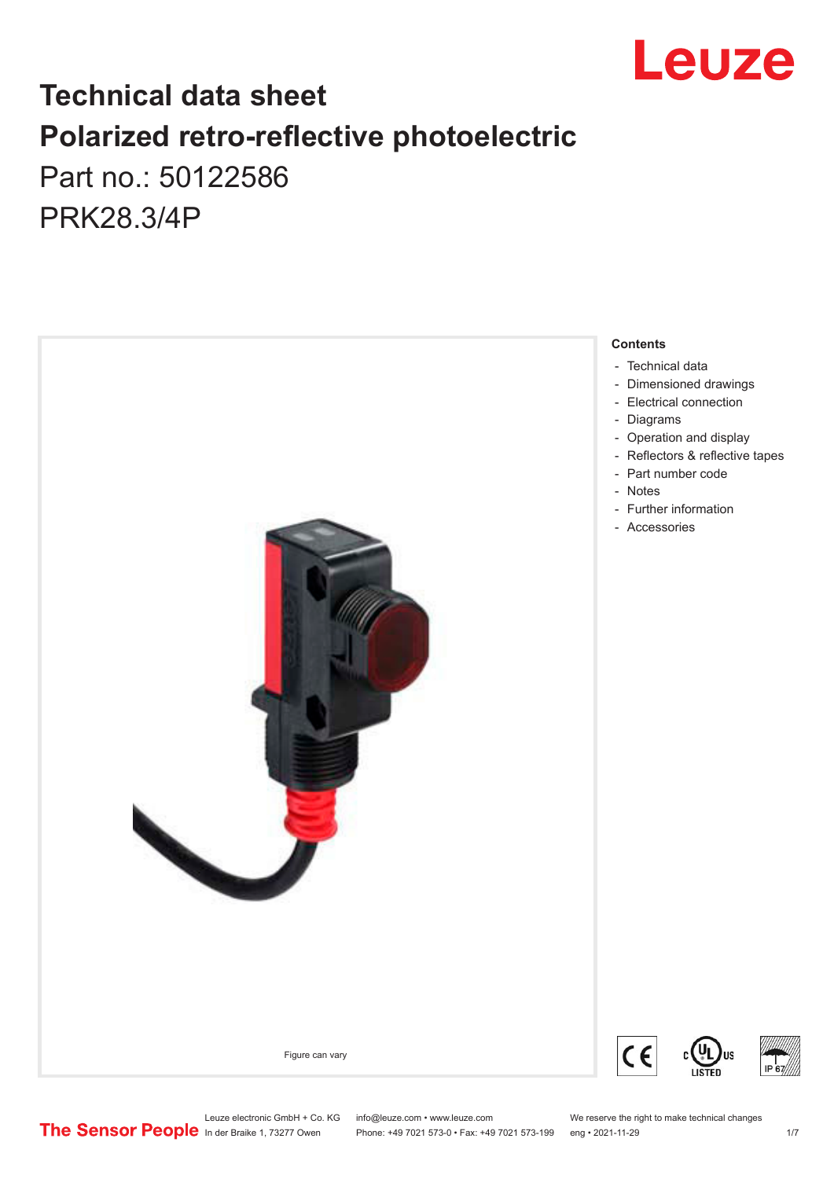# Technical data sheet
# Polarized retro-reflective photoelectric

Part no.: 50122586

PRK28.3/4P

Figure can vary

**Contents**

- Technical data
- Dimensioned drawings
- Electrical connection
- Diagrams
- Operation and display
- Reflectors & reflective tapes
- Part number code
- Notes
- Further information
- Accessories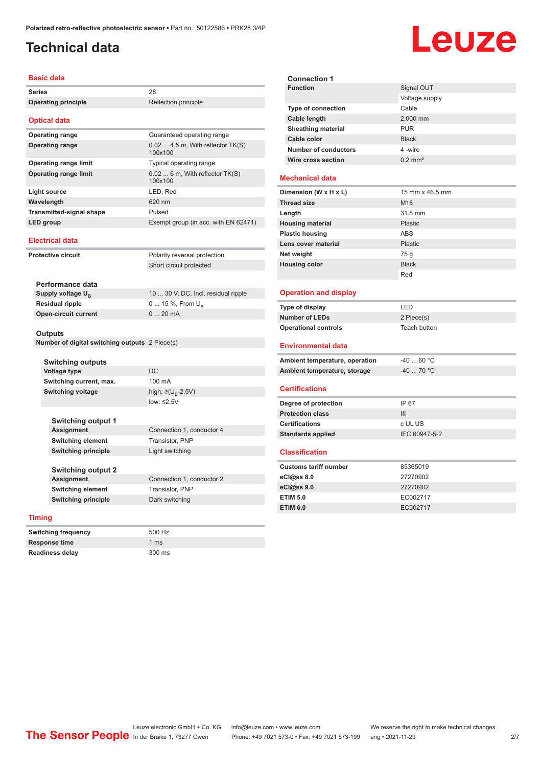# Technical data

## Basic data

| | |
|---|---|
| **Series** | 28 |
| **Operating principle** | Reflection principle |

## Optical data

| | |
|---|---|
| **Operating range** | Guaranteed operating range |
| **Operating range** | 0.02 ... 4.5 m, With reflector TK(S) 100x100 |
| **Operating range limit** | Typical operating range |
| **Operating range limit** | 0.02 ... 6 m, With reflector TK(S) 100x100 |
| **Light source** | LED, Red |
| **Wavelength** | 620 nm |
| **Transmitted-signal shape** | Pulsed |
| **LED group** | Exempt group (in acc. with EN 62471) |

## Electrical data

| | |
|---|---|
| **Protective circuit** | Polarity reversal protection |
| | Short circuit protected |

### Performance data

| | |
|---|---|
| **Supply voltage $U_B$** | 10 ... 30 V, DC, Incl. residual ripple |
| **Residual ripple** | 0 ... 15 %, From $U_B$ |
| **Open-circuit current** | 0 ... 20 mA |

### Outputs

| | |
|---|---|
| **Number of digital switching outputs** | 2 Piece(s) |

#### Switching outputs

| | |
|---|---|
| **Voltage type** | DC |
| **Switching current, max.** | 100 mA |
| **Switching voltage** | high: ≥($U_B$-2.5V) |
| | low: ≤2.5V |

##### Switching output 1

| | |
|---|---|
| **Assignment** | Connection 1, conductor 4 |
| **Switching element** | Transistor, PNP |
| **Switching principle** | Light switching |

##### Switching output 2

| | |
|---|---|
| **Assignment** | Connection 1, conductor 2 |
| **Switching element** | Transistor, PNP |
| **Switching principle** | Dark switching |

## Timing

| | |
|---|---|
| **Switching frequency** | 500 Hz |
| **Response time** | 1 ms |
| **Readiness delay** | 300 ms |

### Connection 1

| | |
|---|---|
| **Function** | Signal OUT |
| | Voltage supply |
| **Type of connection** | Cable |
| **Cable length** | 2,000 mm |
| **Sheathing material** | PUR |
| **Cable color** | Black |
| **Number of conductors** | 4 -wire |
| **Wire cross section** | 0.2 mm² |

## Mechanical data

| | |
|---|---|
| **Dimension (W x H x L)** | 15 mm x 46.5 mm |
| **Thread size** | M18 |
| **Length** | 31.8 mm |
| **Housing material** | Plastic |
| **Plastic housing** | ABS |
| **Lens cover material** | Plastic |
| **Net weight** | 75 g |
| **Housing color** | Black |
| | Red |

## Operation and display

| | |
|---|---|
| **Type of display** | LED |
| **Number of LEDs** | 2 Piece(s) |
| **Operational controls** | Teach button |

## Environmental data

| | |
|---|---|
| **Ambient temperature, operation** | -40 ... 60 °C |
| **Ambient temperature, storage** | -40 ... 70 °C |

## Certifications

| | |
|---|---|
| **Degree of protection** | IP 67 |
| **Protection class** | III |
| **Certifications** | c UL US |
| **Standards applied** | IEC 60947-5-2 |

## Classification

| | |
|---|---|
| **Customs tariff number** | 85365019 |
| **eCl@ss 8.0** | 27270902 |
| **eCl@ss 9.0** | 27270902 |
| **ETIM 5.0** | EC002717 |
| **ETIM 6.0** | EC002717 |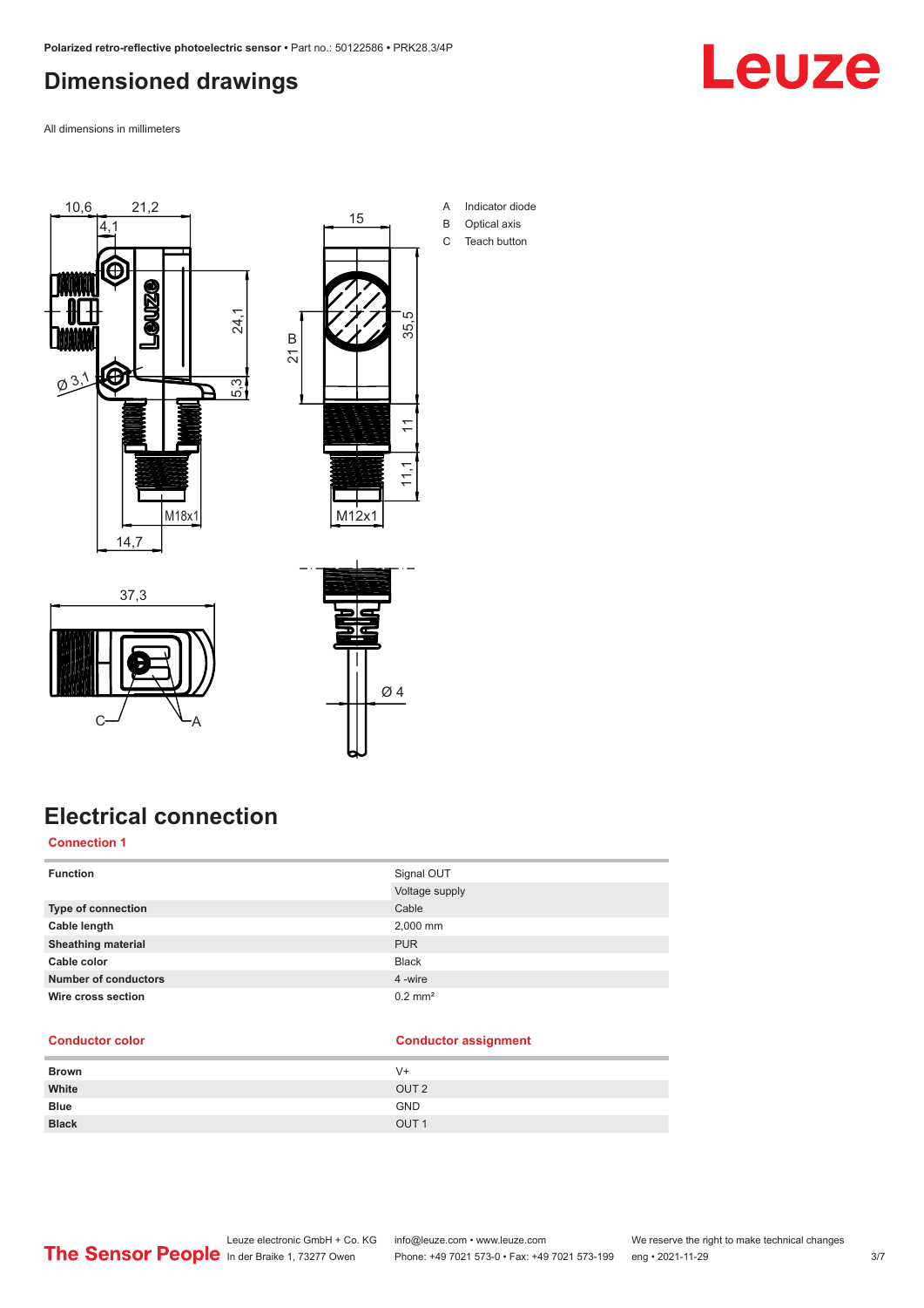## Dimensioned drawings

All dimensions in millimeters

A Indicator diode
B Optical axis
C Teach button

## Electrical connection

### Connection 1

| | |
|---|---|
| **Function** | Signal OUT |
| | Voltage supply |
| **Type of connection** | Cable |
| **Cable length** | 2,000 mm |
| **Sheathing material** | PUR |
| **Cable color** | Black |
| **Number of conductors** | 4 -wire |
| **Wire cross section** | 0.2 mm² |

| Conductor color | Conductor assignment |
|---|---|
| **Brown** | V+ |
| **White** | OUT 2 |
| **Blue** | GND |
| **Black** | OUT 1 |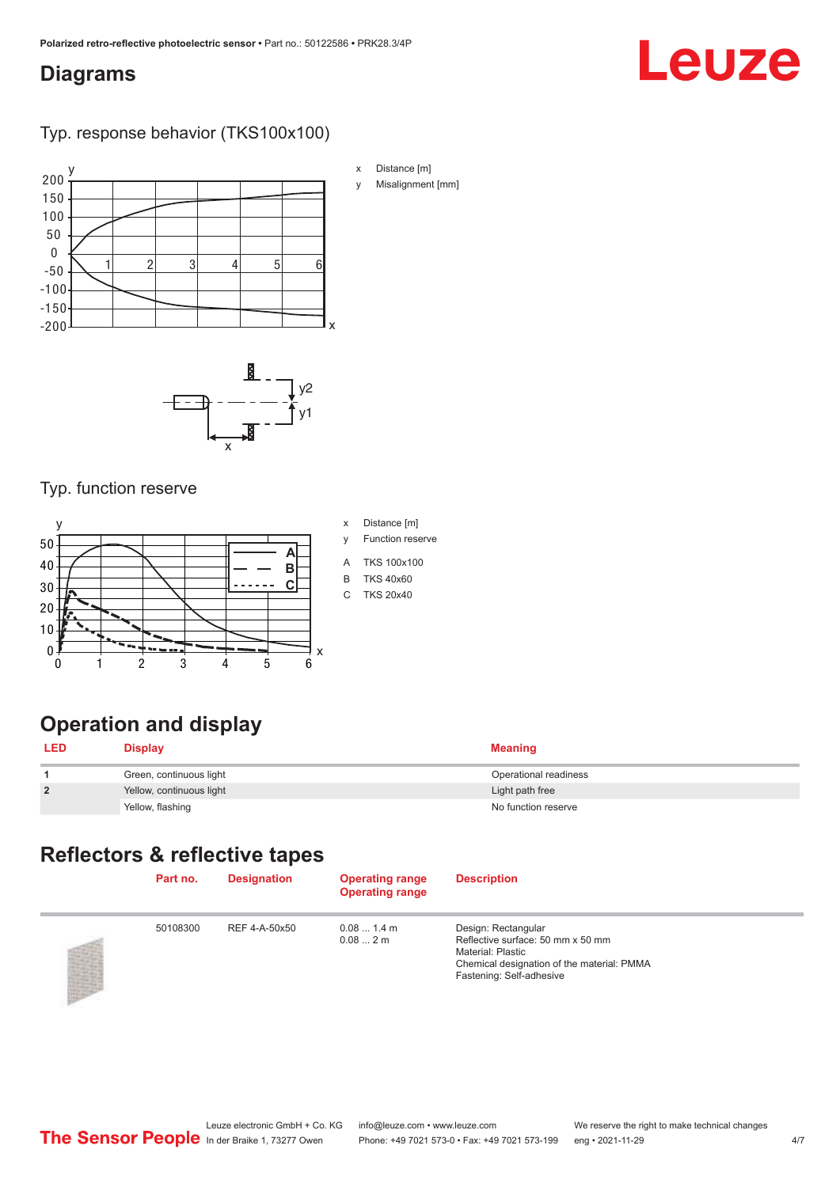## Diagrams

### Typ. response behavior (TKS100x100)

x Distance [m]

y Misalignment [mm]

### Typ. function reserve

x Distance [m]

y Function reserve

A TKS 100x100

B TKS 40x60

C TKS 20x40

## Operation and display

| LED | Display | Meaning |
|---|---|---|
| 1 | Green, continuous light | Operational readiness |
| 2 | Yellow, continuous light | Light path free |
| | Yellow, flashing | No function reserve |

## Reflectors & reflective tapes

| | Part no. | Designation | Operating range<br>Operating range | Description |
|---|---|---|---|---|
| | 50108300 | REF 4-A-50x50 | 0.08 ... 1.4 m<br>0.08 ... 2 m | Design: Rectangular<br>Reflective surface: 50 mm x 50 mm<br>Material: Plastic<br>Chemical designation of the material: PMMA<br>Fastening: Self-adhesive |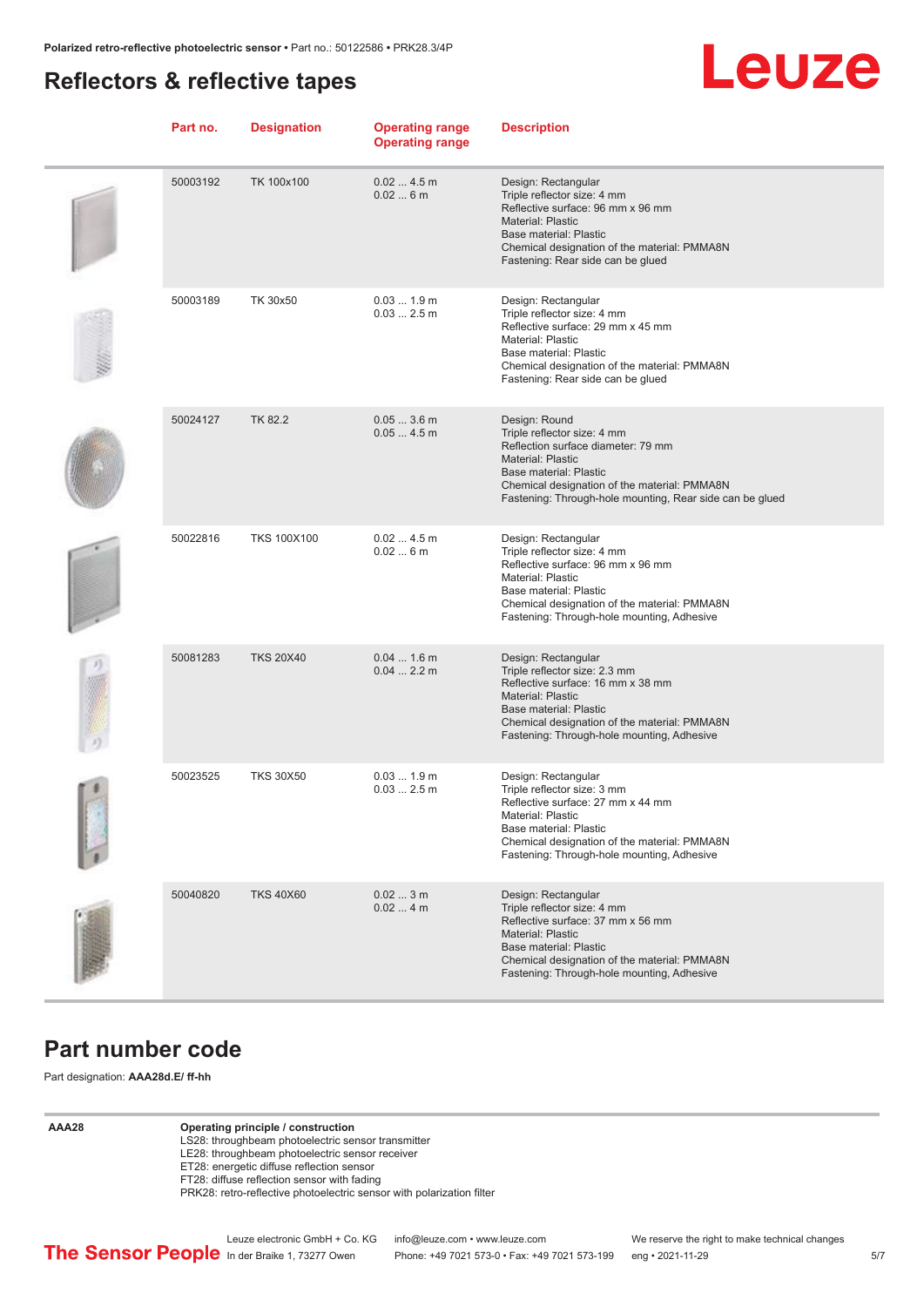## Reflectors & reflective tapes

| Part no. | Designation | Operating range<br>Operating range | Description |
|---|---|---|---|
| 50003192 | TK 100x100 | 0.02 ... 4.5 m<br>0.02 ... 6 m | Design: Rectangular<br>Triple reflector size: 4 mm<br>Reflective surface: 96 mm x 96 mm<br>Material: Plastic<br>Base material: Plastic<br>Chemical designation of the material: PMMA8N<br>Fastening: Rear side can be glued |
| 50003189 | TK 30x50 | 0.03 ... 1.9 m<br>0.03 ... 2.5 m | Design: Rectangular<br>Triple reflector size: 4 mm<br>Reflective surface: 29 mm x 45 mm<br>Material: Plastic<br>Base material: Plastic<br>Chemical designation of the material: PMMA8N<br>Fastening: Rear side can be glued |
| 50024127 | TK 82.2 | 0.05 ... 3.6 m<br>0.05 ... 4.5 m | Design: Round<br>Triple reflector size: 4 mm<br>Reflection surface diameter: 79 mm<br>Material: Plastic<br>Base material: Plastic<br>Chemical designation of the material: PMMA8N<br>Fastening: Through-hole mounting, Rear side can be glued |
| 50022816 | TKS 100X100 | 0.02 ... 4.5 m<br>0.02 ... 6 m | Design: Rectangular<br>Triple reflector size: 4 mm<br>Reflective surface: 96 mm x 96 mm<br>Material: Plastic<br>Base material: Plastic<br>Chemical designation of the material: PMMA8N<br>Fastening: Through-hole mounting, Adhesive |
| 50081283 | TKS 20X40 | 0.04 ... 1.6 m<br>0.04 ... 2.2 m | Design: Rectangular<br>Triple reflector size: 2.3 mm<br>Reflective surface: 16 mm x 38 mm<br>Material: Plastic<br>Base material: Plastic<br>Chemical designation of the material: PMMA8N<br>Fastening: Through-hole mounting, Adhesive |
| 50023525 | TKS 30X50 | 0.03 ... 1.9 m<br>0.03 ... 2.5 m | Design: Rectangular<br>Triple reflector size: 3 mm<br>Reflective surface: 27 mm x 44 mm<br>Material: Plastic<br>Base material: Plastic<br>Chemical designation of the material: PMMA8N<br>Fastening: Through-hole mounting, Adhesive |
| 50040820 | TKS 40X60 | 0.02 ... 3 m<br>0.02 ... 4 m | Design: Rectangular<br>Triple reflector size: 4 mm<br>Reflective surface: 37 mm x 56 mm<br>Material: Plastic<br>Base material: Plastic<br>Chemical designation of the material: PMMA8N<br>Fastening: Through-hole mounting, Adhesive |

## Part number code

Part designation: **AAA28d.E/ ff-hh**

| | |
|---|---|
| **AAA28** | **Operating principle / construction**<br>LS28: throughbeam photoelectric sensor transmitter<br>LE28: throughbeam photoelectric sensor receiver<br>ET28: energetic diffuse reflection sensor<br>FT28: diffuse reflection sensor with fading<br>PRK28: retro-reflective photoelectric sensor with polarization filter |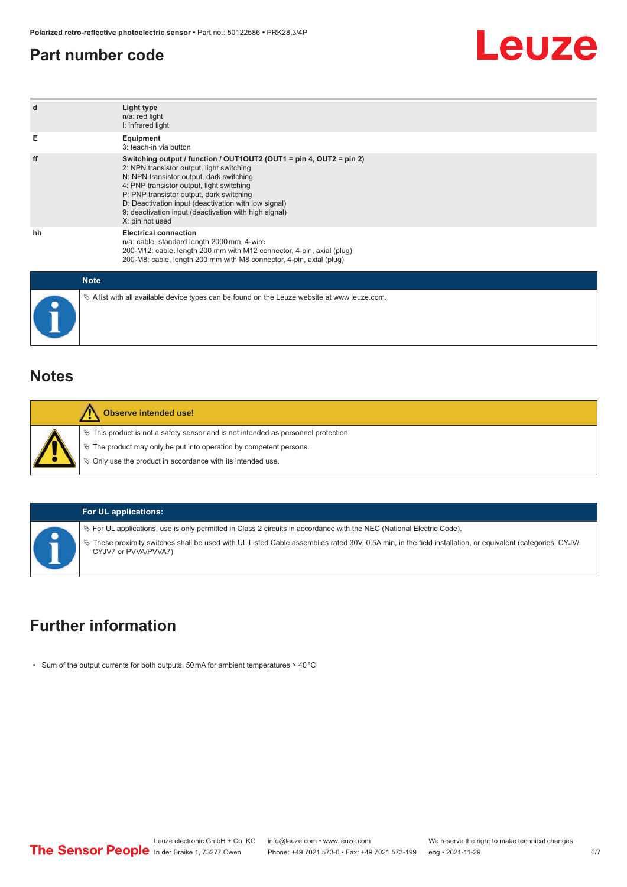## Part number code

| | |
|---|---|
| d | **Light type**<br>n/a: red light<br>I: infrared light |
| E | **Equipment**<br>3: teach-in via button |
| ff | **Switching output / function / OUT1OUT2 (OUT1 = pin 4, OUT2 = pin 2)**<br>2: NPN transistor output, light switching<br>N: NPN transistor output, dark switching<br>4: PNP transistor output, light switching<br>P: PNP transistor output, dark switching<br>D: Deactivation input (deactivation with low signal)<br>9: deactivation input (deactivation with high signal)<br>X: pin not used |
| hh | **Electrical connection**<br>n/a: cable, standard length 2000 mm, 4-wire<br>200-M12: cable, length 200 mm with M12 connector, 4-pin, axial (plug)<br>200-M8: cable, length 200 mm with M8 connector, 4-pin, axial (plug) |

**Note**

- A list with all available device types can be found on the Leuze website at www.leuze.com.

## Notes

**Observe intended use!**

- This product is not a safety sensor and is not intended as personnel protection.
- The product may only be put into operation by competent persons.
- Only use the product in accordance with its intended use.

**For UL applications:**

- For UL applications, use is only permitted in Class 2 circuits in accordance with the NEC (National Electric Code).
- These proximity switches shall be used with UL Listed Cable assemblies rated 30V, 0.5A min, in the field installation, or equivalent (categories: CYJV/CYJV7 or PVVA/PVVA7)

## Further information

- Sum of the output currents for both outputs, 50 mA for ambient temperatures > 40 °C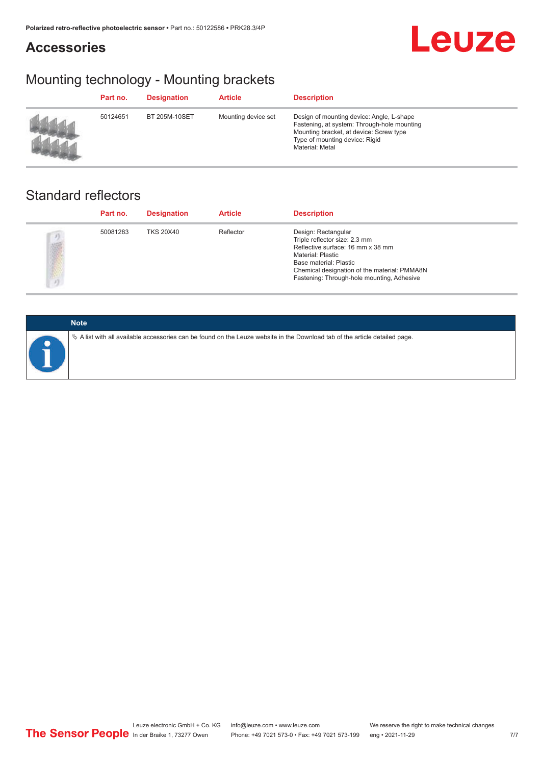## Accessories

## Mounting technology - Mounting brackets

| | Part no. | Designation | Article | Description |
|---|---|---|---|---|
| | 50124651 | BT 205M-10SET | Mounting device set | Design of mounting device: Angle, L-shape<br>Fastening, at system: Through-hole mounting<br>Mounting bracket, at device: Screw type<br>Type of mounting device: Rigid<br>Material: Metal |

## Standard reflectors

| | Part no. | Designation | Article | Description |
|---|---|---|---|---|
| | 50081283 | TKS 20X40 | Reflector | Design: Rectangular<br>Triple reflector size: 2.3 mm<br>Reflective surface: 16 mm x 38 mm<br>Material: Plastic<br>Base material: Plastic<br>Chemical designation of the material: PMMA8N<br>Fastening: Through-hole mounting, Adhesive |

**Note**

↳ A list with all available accessories can be found on the Leuze website in the Download tab of the article detailed page.